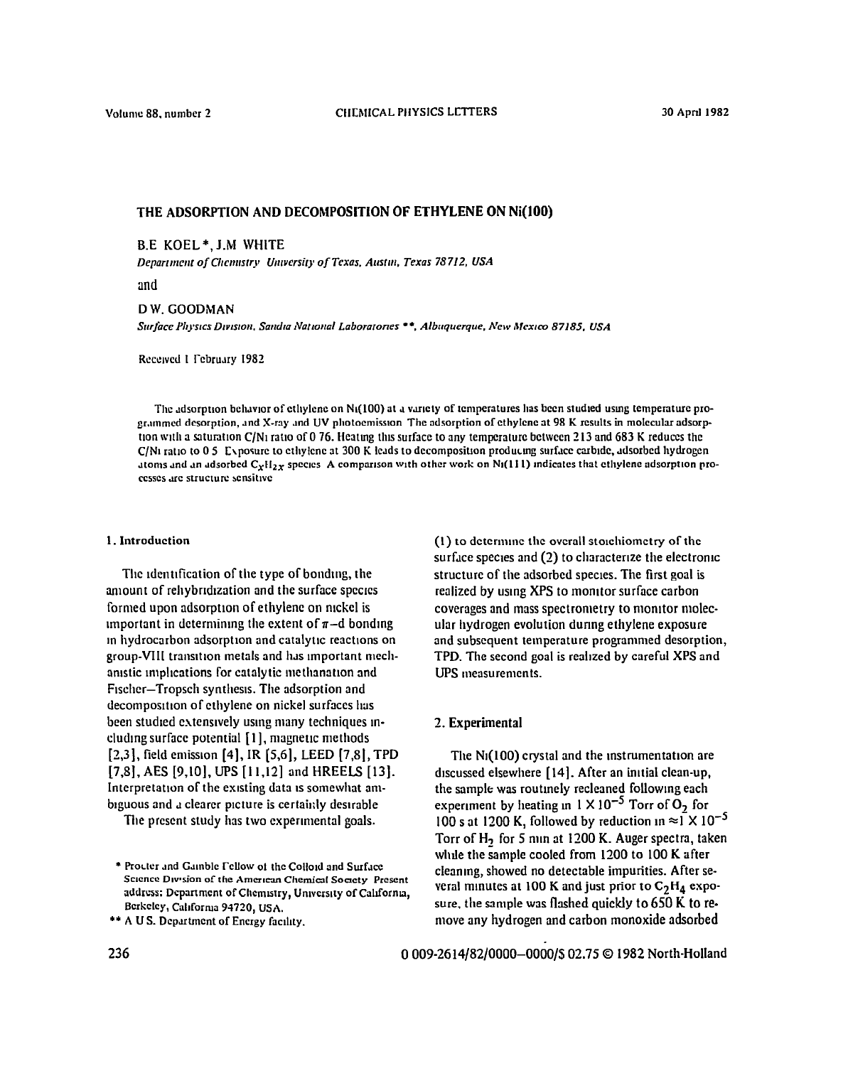# THE ADSORPTION AND DECOMPOSITION OF ETHYLENE ON Ni(100)

B.E KOEL *, J.M WHITE

*Department of Chemistry University of Texas, Austin, Texas 78712, USA*

and

D.W. GOODMAN

*Surface Physics Division, Sandia National Laboratories* **, *Albuquerque, New Mexico 87185, USA*

Received 1 February 1982

The adsorption behavior of ethylene on Ni(100) at a variety of temperatures has been studied using temperature programmed desorption, and X-ray and UV photoemission The adsorption of ethylene at 98 K results in molecular adsorption with a saturation C/Ni ratio of 0 76. Heating this surface to any temperature between 213 and 683 K reduces the C/Ni ratio to 0 5 Exposure to ethylene at 300 K leads to decomposition producing surface carbide, adsorbed hydrogen atoms and an adsorbed $C_xH_{2x}$ species A comparison with other work on Ni(111) indicates that ethylene adsorption processes are structure sensitive

## 1. Introduction

The identification of the type of bonding, the amount of rehybridization and the surface species formed upon adsorption of ethylene on nickel is important in determining the extent of $\pi$–d bonding in hydrocarbon adsorption and catalytic reactions on group-VIII transition metals and has important mechanistic implications for catalytic methanation and Fischer–Tropsch synthesis. The adsorption and decomposition of ethylene on nickel surfaces has been studied extensively using many techniques including surface potential [1], magnetic methods [2,3], field emission [4], IR [5,6], LEED [7,8], TPD [7,8], AES [9,10], UPS [11,12] and HREELS [13]. Interpretation of the existing data is somewhat ambiguous and a clearer picture is certainly desirable

The present study has two experimental goals. (1) to determine the overall stoichiometry of the surface species and (2) to characterize the electronic structure of the adsorbed species. The first goal is realized by using XPS to monitor surface carbon coverages and mass spectrometry to monitor molecular hydrogen evolution during ethylene exposure and subsequent temperature programmed desorption, TPD. The second goal is realized by careful XPS and UPS measurements.

## 2. Experimental

The Ni(100) crystal and the instrumentation are discussed elsewhere [14]. After an initial clean-up, the sample was routinely recleaned following each experiment by heating in $1 \times 10^{-5}$ Torr of $O_2$ for 100 s at 1200 K, followed by reduction in $\approx 1 \times 10^{-5}$ Torr of $H_2$ for 5 min at 1200 K. Auger spectra, taken while the sample cooled from 1200 to 100 K after cleaning, showed no detectable impurities. After several minutes at 100 K and just prior to $C_2H_4$ exposure, the sample was flashed quickly to 650 K to remove any hydrogen and carbon monoxide adsorbed

\* Procter and Gamble Fellow of the Colloid and Surface Science Division of the American Chemical Society Present address: Department of Chemistry, University of California, Berkeley, California 94720, USA.

\*\* A U S. Department of Energy facility.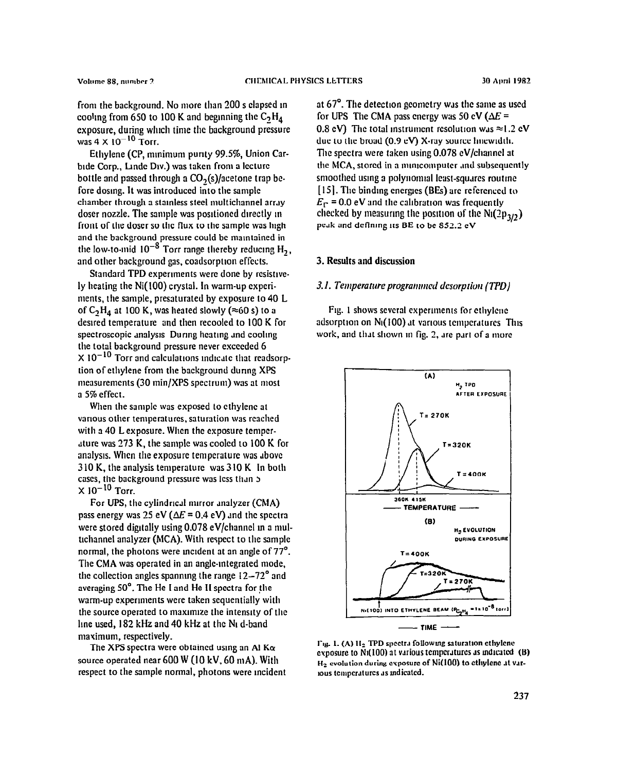from the background. No more than 200 s elapsed in cooling from 650 to 100 K and beginning the $C_2H_4$ exposure, during which time the background pressure was $4 \times 10^{-10}$ Torr.

Ethylene (CP, minimum purity 99.5%, Union Carbide Corp., Linde Div.) was taken from a lecture bottle and passed through a $CO_2$(s)/acetone trap before dosing. It was introduced into the sample chamber through a stainless steel multichannel array doser nozzle. The sample was positioned directly in front of the doser so the flux to the sample was high and the background pressure could be maintained in the low-to-mid $10^{-8}$ Torr range thereby reducing $H_2$, and other background gas, coadsorption effects.

Standard TPD experiments were done by resistively heating the Ni(100) crystal. In warm-up experiments, the sample, presaturated by exposure to 40 L of $C_2H_4$ at 100 K, was heated slowly (≈60 s) to a desired temperature and then recooled to 100 K for spectroscopic analysis. During heating and cooling the total background pressure never exceeded $6 \times 10^{-10}$ Torr and calculations indicate that readsorption of ethylene from the background during XPS measurements (30 min/XPS spectrum) was at most a 5% effect.

When the sample was exposed to ethylene at various other temperatures, saturation was reached with a 40 L exposure. When the exposure temperature was 273 K, the sample was cooled to 100 K for analysis. When the exposure temperature was above 310 K, the analysis temperature was 310 K. In both cases, the background pressure was less than $5 \times 10^{-10}$ Torr.

For UPS, the cylindrical mirror analyzer (CMA) pass energy was 25 eV ($\Delta E$ = 0.4 eV) and the spectra were stored digitally using 0.078 eV/channel in a multichannel analyzer (MCA). With respect to the sample normal, the photons were incident at an angle of 77°. The CMA was operated in an angle-integrated mode, the collection angles spanning the range 12–72° and averaging 50°. The He I and He II spectra for the warm-up experiments were taken sequentially with the source operated to maximize the intensity of the line used, 182 kHz and 40 kHz at the Ni d-band maximum, respectively.

The XPS spectra were obtained using an Al Kα source operated near 600 W (10 kV, 60 mA). With respect to the sample normal, photons were incident at 67°. The detection geometry was the same as used for UPS. The CMA pass energy was 50 eV ($\Delta E$ = 0.8 eV). The total instrument resolution was ≈1.2 eV due to the broad (0.9 eV) X-ray source linewidth. The spectra were taken using 0.078 eV/channel at the MCA, stored in a minicomputer and subsequently smoothed using a polynomial least-squares routine [15]. The binding energies (BEs) are referenced to $E_F$ = 0.0 eV and the calibration was frequently checked by measuring the position of the Ni($2p_{3/2}$) peak and defining its BE to be 852.2 eV.

## 3. Results and discussion

### 3.1. Temperature programmed desorption (TPD)

Fig. 1 shows several experiments for ethylene adsorption on Ni(100) at various temperatures. This work, and that shown in fig. 2, are part of a more

Fig. 1. (A) $H_2$ TPD spectra following saturation ethylene exposure to Ni(100) at various temperatures as indicated. (B) $H_2$ evolution during exposure of Ni(100) to ethylene at various temperatures as indicated.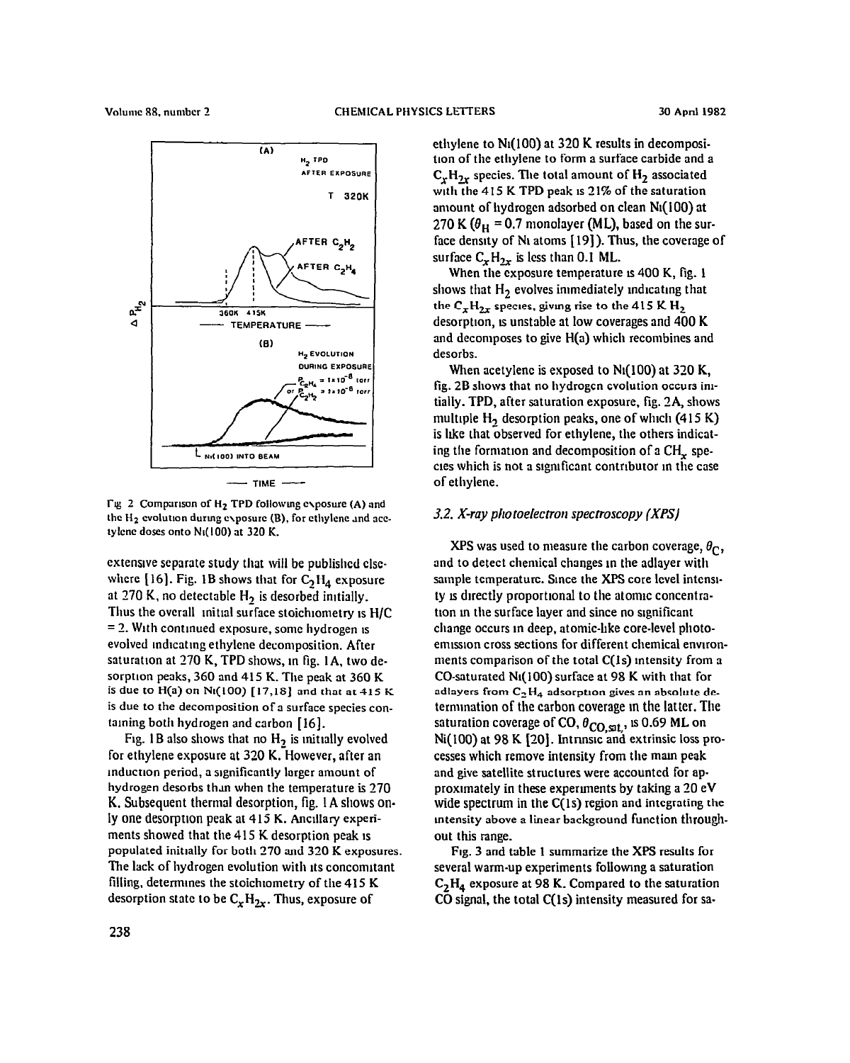Fig. 2. Comparison of $H_2$ TPD following exposure (A) and the $H_2$ evolution during exposure (B), for ethylene and acetylene doses onto Ni(100) at 320 K.

extensive separate study that will be published elsewhere [16]. Fig. 1B shows that for $C_2H_4$ exposure at 270 K, no detectable $H_2$ is desorbed initially. Thus the overall initial surface stoichiometry is H/C = 2. With continued exposure, some hydrogen is evolved indicating ethylene decomposition. After saturation at 270 K, TPD shows, in fig. 1A, two desorption peaks, 360 and 415 K. The peak at 360 K is due to H(a) on Ni(100) [17,18] and that at 415 K is due to the decomposition of a surface species containing both hydrogen and carbon [16].

Fig. 1B also shows that no $H_2$ is initially evolved for ethylene exposure at 320 K. However, after an induction period, a significantly larger amount of hydrogen desorbs than when the temperature is 270 K. Subsequent thermal desorption, fig. 1A shows only one desorption peak at 415 K. Ancillary experiments showed that the 415 K desorption peak is populated initially for both 270 and 320 K exposures. The lack of hydrogen evolution with its concomitant filling, determines the stoichiometry of the 415 K desorption state to be $C_xH_{2x}$. Thus, exposure of ethylene to Ni(100) at 320 K results in decomposition of the ethylene to form a surface carbide and a $C_xH_{2x}$ species. The total amount of $H_2$ associated with the 415 K TPD peak is 21% of the saturation amount of hydrogen adsorbed on clean Ni(100) at 270 K ($\theta_H$ = 0.7 monolayer (ML), based on the surface density of Ni atoms [19]). Thus, the coverage of surface $C_xH_{2x}$ is less than 0.1 ML.

When the exposure temperature is 400 K, fig. 1 shows that $H_2$ evolves immediately indicating that the $C_xH_{2x}$ species, giving rise to the 415 K $H_2$ desorption, is unstable at low coverages and 400 K and decomposes to give H(a) which recombines and desorbs.

When acetylene is exposed to Ni(100) at 320 K, fig. 2B shows that no hydrogen evolution occurs initially. TPD, after saturation exposure, fig. 2A, shows multiple $H_2$ desorption peaks, one of which (415 K) is like that observed for ethylene, the others indicating the formation and decomposition of a $CH_x$ species which is not a significant contributor in the case of ethylene.

### 3.2. X-ray photoelectron spectroscopy (XPS)

XPS was used to measure the carbon coverage, $\theta_C$, and to detect chemical changes in the adlayer with sample temperature. Since the XPS core level intensity is directly proportional to the atomic concentration in the surface layer and since no significant change occurs in deep, atomic-like core-level photoemission cross sections for different chemical environments comparison of the total C(1s) intensity from a CO-saturated Ni(100) surface at 98 K with that for adlayers from $C_2H_4$ adsorption gives an absolute determination of the carbon coverage in the latter. The saturation coverage of CO, $\theta_{CO,sat}$, is 0.69 ML on Ni(100) at 98 K [20]. Intrinsic and extrinsic loss processes which remove intensity from the main peak and give satellite structures were accounted for approximately in these experiments by taking a 20 eV wide spectrum in the C(1s) region and integrating the intensity above a linear background function throughout this range.

Fig. 3 and table 1 summarize the XPS results for several warm-up experiments following a saturation $C_2H_4$ exposure at 98 K. Compared to the saturation CO signal, the total C(1s) intensity measured for sa-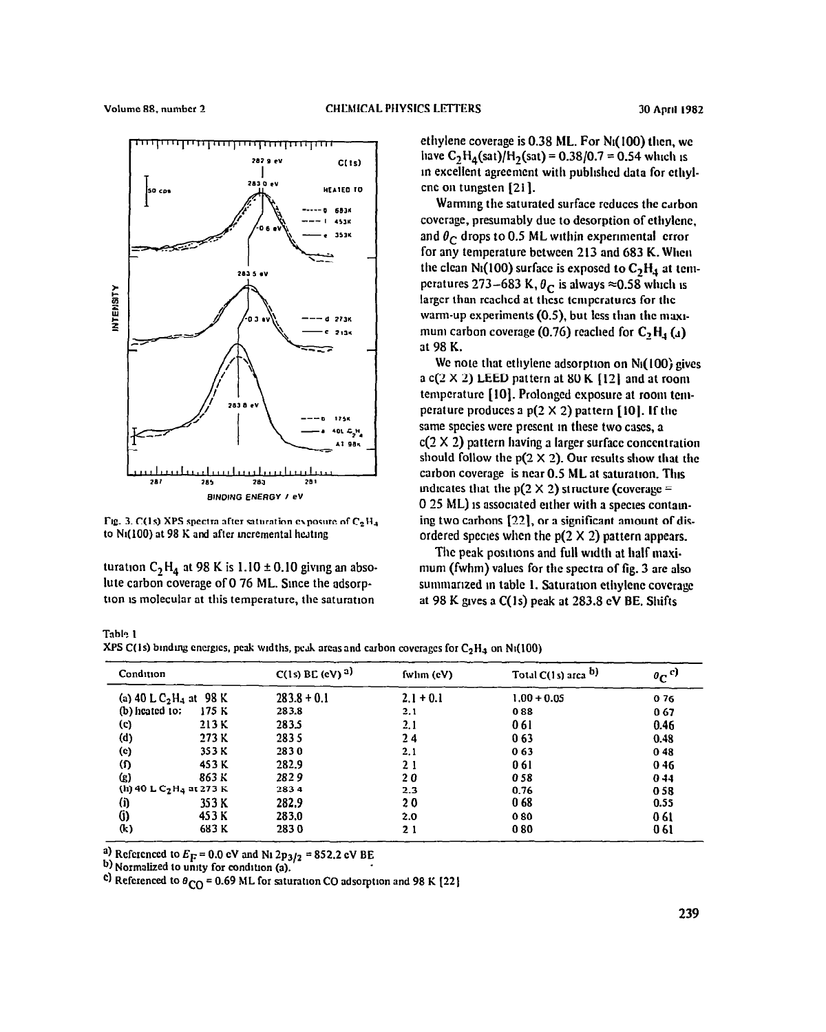Fig. 3. C(1s) XPS spectra after saturation exposure of $C_2H_4$ to Ni(100) at 98 K and after incremental heating

turation $C_2H_4$ at 98 K is 1.10 ± 0.10 giving an absolute carbon coverage of 0.76 ML. Since the adsorption is molecular at this temperature, the saturation ethylene coverage is 0.38 ML. For Ni(100) then, we have $C_2H_4$(sat)/$H_2$(sat) = 0.38/0.7 = 0.54 which is in excellent agreement with published data for ethylene on tungsten [21].

Warming the saturated surface reduces the carbon coverage, presumably due to desorption of ethylene, and $\theta_C$ drops to 0.5 ML within experimental error for any temperature between 213 and 683 K. When the clean Ni(100) surface is exposed to $C_2H_4$ at temperatures 273–683 K, $\theta_C$ is always ≈0.58 which is larger than reached at these temperatures for the warm-up experiments (0.5), but less than the maximum carbon coverage (0.76) reached for $C_2H_4$ (a) at 98 K.

We note that ethylene adsorption on Ni(100) gives a c(2 × 2) LEED pattern at 80 K [12] and at room temperature [10]. Prolonged exposure at room temperature produces a p(2 × 2) pattern [10]. If the same species were present in these two cases, a c(2 × 2) pattern having a larger surface concentration should follow the p(2 × 2). Our results show that the carbon coverage is near 0.5 ML at saturation. This indicates that the p(2 × 2) structure (coverage = 0.25 ML) is associated either with a species containing two carbons [22], or a significant amount of disordered species when the p(2 × 2) pattern appears.

The peak positions and full width at half maximum (fwhm) values for the spectra of fig. 3 are also summarized in table 1. Saturation ethylene coverage at 98 K gives a C(1s) peak at 283.8 eV BE. Shifts

Table 1
XPS C(1s) binding energies, peak widths, peak areas and carbon coverages for $C_2H_4$ on Ni(100)

| Condition | | C(1s) BE (eV) [a] | fwhm (eV) | Total C(1s) area [b] | $\theta_C$ [c] |
|---|---|---|---|---|---|
| (a) 40 L $C_2H_4$ at | 98 K | 283.8 ± 0.1 | 2.1 ± 0.1 | 1.00 ± 0.05 | 0.76 |
| (b) heated to: | 175 K | 283.8 | 2.1 | 0.88 | 0.67 |
| (c) | 213 K | 283.5 | 2.1 | 0.61 | 0.46 |
| (d) | 273 K | 283.5 | 2.4 | 0.63 | 0.48 |
| (e) | 353 K | 283.0 | 2.1 | 0.63 | 0.48 |
| (f) | 453 K | 282.9 | 2.1 | 0.61 | 0.46 |
| (g) | 863 K | 282.9 | 2.0 | 0.58 | 0.44 |
| (h) 40 L $C_2H_4$ at | 273 K | 283.4 | 2.3 | 0.76 | 0.58 |
| (i) | 353 K | 282.9 | 2.0 | 0.68 | 0.55 |
| (j) | 453 K | 283.0 | 2.0 | 0.80 | 0.61 |
| (k) | 683 K | 283.0 | 2.1 | 0.80 | 0.61 |

[a] Referenced to $E_F$ = 0.0 eV and Ni $2p_{3/2}$ = 852.2 eV BE.
[b] Normalized to unity for condition (a).
[c] Referenced to $\theta_{CO}$ = 0.69 ML for saturation CO adsorption and 98 K [22].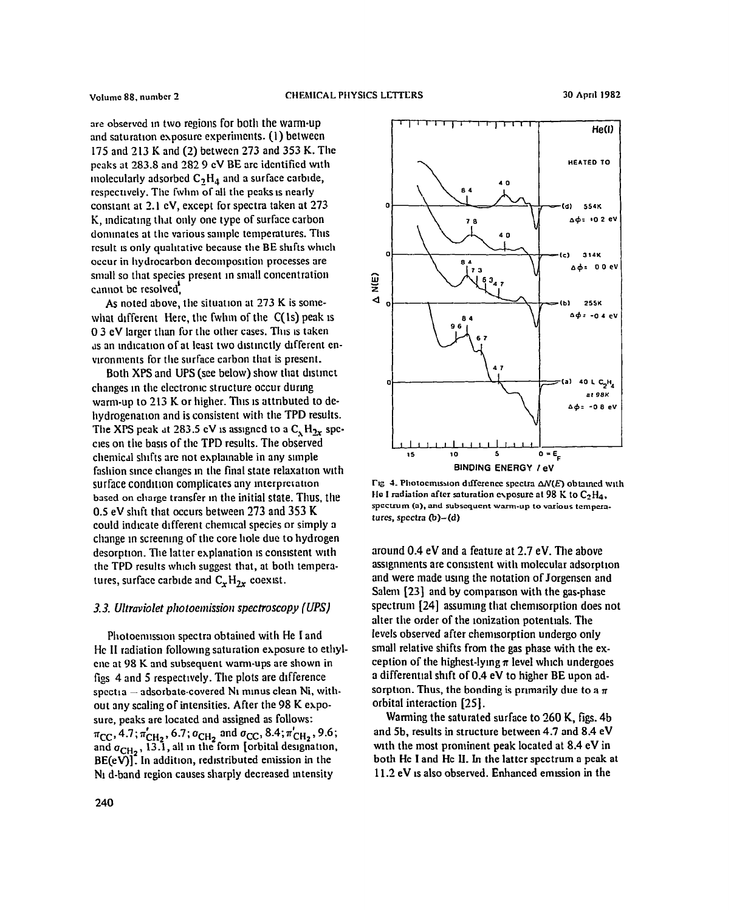are observed in two regions for both the warm-up and saturation exposure experiments. (1) between 175 and 213 K and (2) between 273 and 353 K. The peaks at 283.8 and 282.9 eV BE are identified with molecularly adsorbed $C_2H_4$ and a surface carbide, respectively. The fwhm of all the peaks is nearly constant at 2.1 eV, except for spectra taken at 273 K, indicating that only one type of surface carbon dominates at the various sample temperatures. This result is only qualitative because the BE shifts which occur in hydrocarbon decomposition processes are small so that species present in small concentration cannot be resolved[†].

As noted above, the situation at 273 K is somewhat different. Here, the fwhm of the C(1s) peak is 0.3 eV larger than for the other cases. This is taken as an indication of at least two distinctly different environments for the surface carbon that is present.

Both XPS and UPS (see below) show that distinct changes in the electronic structure occur during warm-up to 213 K or higher. This is attributed to dehydrogenation and is consistent with the TPD results. The XPS peak at 283.5 eV is assigned to a $C_xH_{2x}$ species on the basis of the TPD results. The observed chemical shifts are not explainable in any simple fashion since changes in the final state relaxation with surface condition complicates any interpretation based on charge transfer in the initial state. Thus, the 0.5 eV shift that occurs between 273 and 353 K could indicate different chemical species or simply a change in screening of the core hole due to hydrogen desorption. The latter explanation is consistent with the TPD results which suggest that, at both temperatures, surface carbide and $C_xH_{2x}$ coexist.

### 3.3. Ultraviolet photoemission spectroscopy (UPS)

Photoemission spectra obtained with He I and He II radiation following saturation exposure to ethylene at 98 K and subsequent warm-ups are shown in figs. 4 and 5 respectively. The plots are difference spectra – adsorbate-covered Ni minus clean Ni, without any scaling of intensities. After the 98 K exposure, peaks are located and assigned as follows: $\pi_{CC}$, 4.7; $\pi'_{CH_2}$, 6.7; $\sigma_{CH_2}$ and $\sigma_{CC}$, 8.4; $\pi'_{CH_2}$, 9.6; and $\sigma_{CH_2}$, 13.1, all in the form [orbital designation, BE(eV)]. In addition, redistributed emission in the Ni d-band region causes sharply decreased intensity

Fig. 4. Photoemission difference spectra $\Delta N(E)$ obtained with He I radiation after saturation exposure at 98 K to $C_2H_4$, spectrum (a), and subsequent warm-up to various temperatures, spectra (b)–(d).

around 0.4 eV and a feature at 2.7 eV. The above assignments are consistent with molecular adsorption and were made using the notation of Jorgensen and Salem [23] and by comparison with the gas-phase spectrum [24] assuming that chemisorption does not alter the order of the ionization potentials. The levels observed after chemisorption undergo only small relative shifts from the gas phase with the exception of the highest-lying $\pi$ level which undergoes a differential shift of 0.4 eV to higher BE upon adsorption. Thus, the bonding is primarily due to a $\pi$ orbital interaction [25].

Warming the saturated surface to 260 K, figs. 4b and 5b, results in structure between 4.7 and 8.4 eV with the most prominent peak located at 8.4 eV in both He I and He II. In the latter spectrum a peak at 11.2 eV is also observed. Enhanced emission in the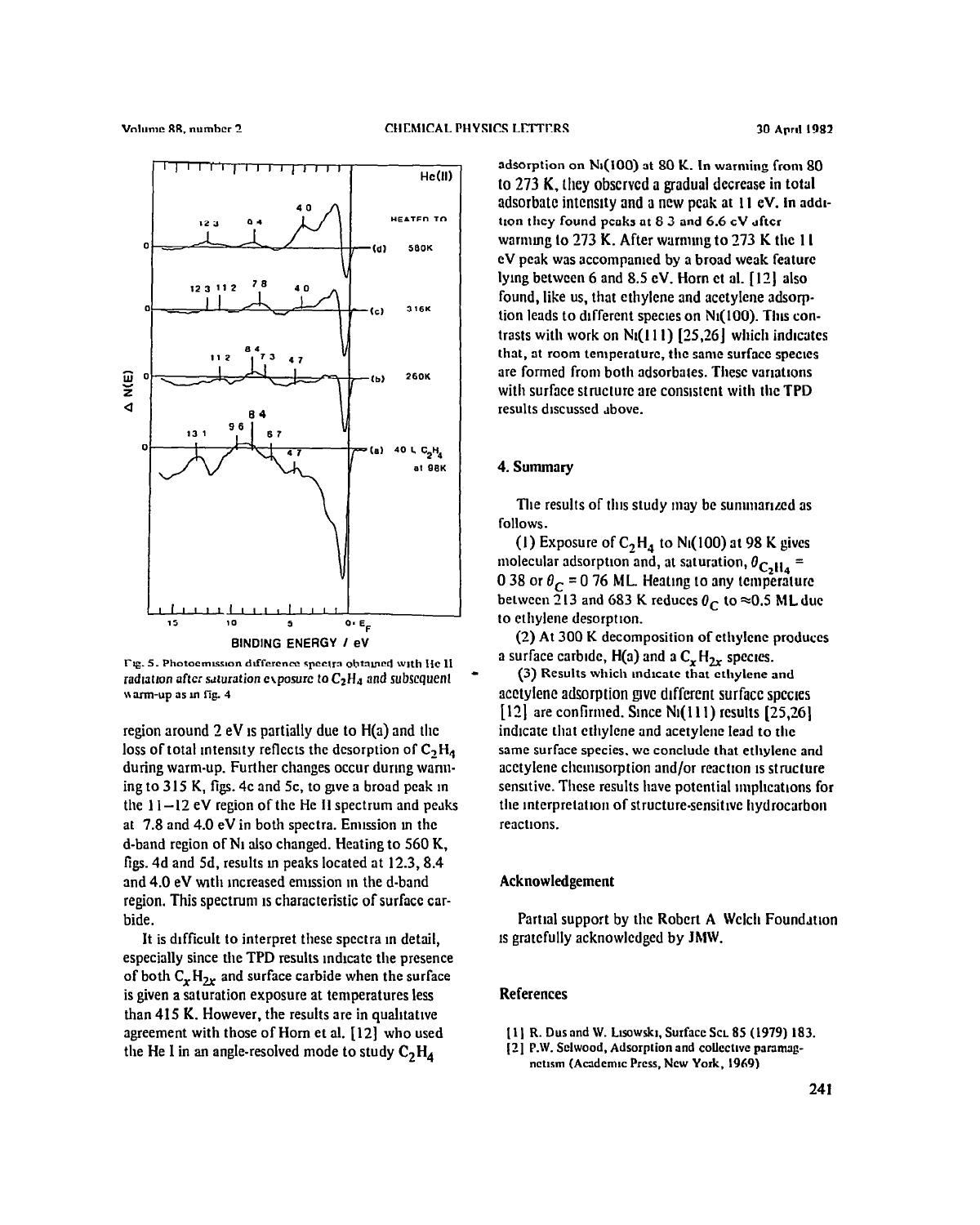Fig. 5. Photoemission difference spectra obtained with He II radiation after saturation exposure to $C_2H_4$ and subsequent warm-up as in fig. 4

region around 2 eV is partially due to H(a) and the loss of total intensity reflects the desorption of $C_2H_4$ during warm-up. Further changes occur during warming to 315 K, figs. 4c and 5c, to give a broad peak in the 11–12 eV region of the He II spectrum and peaks at 7.8 and 4.0 eV in both spectra. Emission in the d-band region of Ni also changed. Heating to 560 K, figs. 4d and 5d, results in peaks located at 12.3, 8.4 and 4.0 eV with increased emission in the d-band region. This spectrum is characteristic of surface carbide.

It is difficult to interpret these spectra in detail, especially since the TPD results indicate the presence of both $C_xH_{2x}$ and surface carbide when the surface is given a saturation exposure at temperatures less than 415 K. However, the results are in qualitative agreement with those of Horn et al. [12] who used the He I in an angle-resolved mode to study $C_2H_4$ adsorption on Ni(100) at 80 K. In warming from 80 to 273 K, they observed a gradual decrease in total adsorbate intensity and a new peak at 11 eV. In addition they found peaks at 8.3 and 6.6 eV after warming to 273 K. After warming to 273 K the 11 eV peak was accompanied by a broad weak feature lying between 6 and 8.5 eV. Horn et al. [12] also found, like us, that ethylene and acetylene adsorption leads to different species on Ni(100). This contrasts with work on Ni(111) [25,26] which indicates that, at room temperature, the same surface species are formed from both adsorbates. These variations with surface structure are consistent with the TPD results discussed above.

## 4. Summary

The results of this study may be summarized as follows.

(1) Exposure of $C_2H_4$ to Ni(100) at 98 K gives molecular adsorption and, at saturation, $\theta_{C_2H_4}$ = 0.38 or $\theta_C$ = 0.76 ML. Heating to any temperature between 213 and 683 K reduces $\theta_C$ to ≈0.5 ML due to ethylene desorption.

(2) At 300 K decomposition of ethylene produces a surface carbide, H(a) and a $C_xH_{2x}$ species.

(3) Results which indicate that ethylene and acetylene adsorption give different surface species [12] are confirmed. Since Ni(111) results [25,26] indicate that ethylene and acetylene lead to the same surface species, we conclude that ethylene and acetylene chemisorption and/or reaction is structure sensitive. These results have potential implications for the interpretation of structure-sensitive hydrocarbon reactions.

## Acknowledgement

Partial support by the Robert A. Welch Foundation is gratefully acknowledged by JMW.

## References

[1] R. Dus and W. Lisowski, Surface Sci. 85 (1979) 183.

[2] P.W. Selwood, Adsorption and collective paramagnetism (Academic Press, New York, 1969)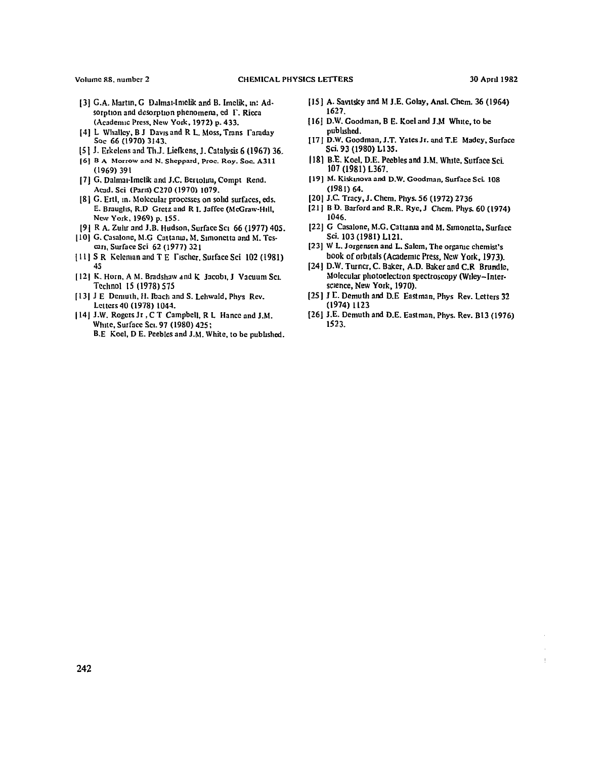[3] G.A. Martin, G. Dalmai-Imelik and B. Imelik, in: Adsorption and desorption phenomena, ed. F. Ricca (Academic Press, New York, 1972) p. 433.

[4] L. Whalley, B.J. Davis and R.L. Moss, Trans. Faraday Soc. 66 (1970) 3143.

[5] J. Erkelens and Th.J. Liefkens, J. Catalysis 6 (1967) 36.

[6] B.A. Morrow and N. Sheppard, Proc. Roy. Soc. A311 (1969) 391.

[7] G. Dalmai-Imelik and J.C. Bertolini, Compt. Rend. Acad. Sci. (Paris) C270 (1970) 1079.

[8] G. Ertl, in: Molecular processes on solid surfaces, eds. E. Drauglis, R.D. Gretz and R.I. Jaffee (McGraw-Hill, New York, 1969) p. 155.

[9] R.A. Zuhr and J.B. Hudson, Surface Sci. 66 (1977) 405.

[10] G. Casalone, M.G. Cattania, M. Simonetta and M. Tescari, Surface Sci. 62 (1977) 321.

[11] S.R. Kelemen and T.E. Fischer, Surface Sci. 102 (1981) 45.

[12] K. Horn, A.M. Bradshaw and K. Jacobi, J. Vacuum Sci. Technol. 15 (1978) 575.

[13] J.E. Demuth, H. Ibach and S. Lehwald, Phys. Rev. Letters 40 (1978) 1044.

[14] J.W. Rogers Jr., C.T. Campbell, R.L. Hance and J.M. White, Surface Sci. 97 (1980) 425;
B.E. Koel, D.E. Peebles and J.M. White, to be published.

[15] A. Savitsky and M.J.E. Golay, Anal. Chem. 36 (1964) 1627.

[16] D.W. Goodman, B.E. Koel and J.M. White, to be published.

[17] D.W. Goodman, J.T. Yates Jr. and T.E. Madey, Surface Sci. 93 (1980) L135.

[18] B.E. Koel, D.E. Peebles and J.M. White, Surface Sci. 107 (1981) L367.

[19] M. Kiskinova and D.W. Goodman, Surface Sci. 108 (1981) 64.

[20] J.C. Tracy, J. Chem. Phys. 56 (1972) 2736.

[21] B.D. Barford and R.R. Rye, J. Chem. Phys. 60 (1974) 1046.

[22] G. Casalone, M.G. Cattania and M. Simonetta, Surface Sci. 103 (1981) L121.

[23] W.L. Jorgensen and L. Salem, The organic chemist's book of orbitals (Academic Press, New York, 1973).

[24] D.W. Turner, C. Baker, A.D. Baker and C.R. Brundle, Molecular photoelectron spectroscopy (Wiley-Interscience, New York, 1970).

[25] J.E. Demuth and D.E. Eastman, Phys. Rev. Letters 32 (1974) 1123.

[26] J.E. Demuth and D.E. Eastman, Phys. Rev. B13 (1976) 1523.